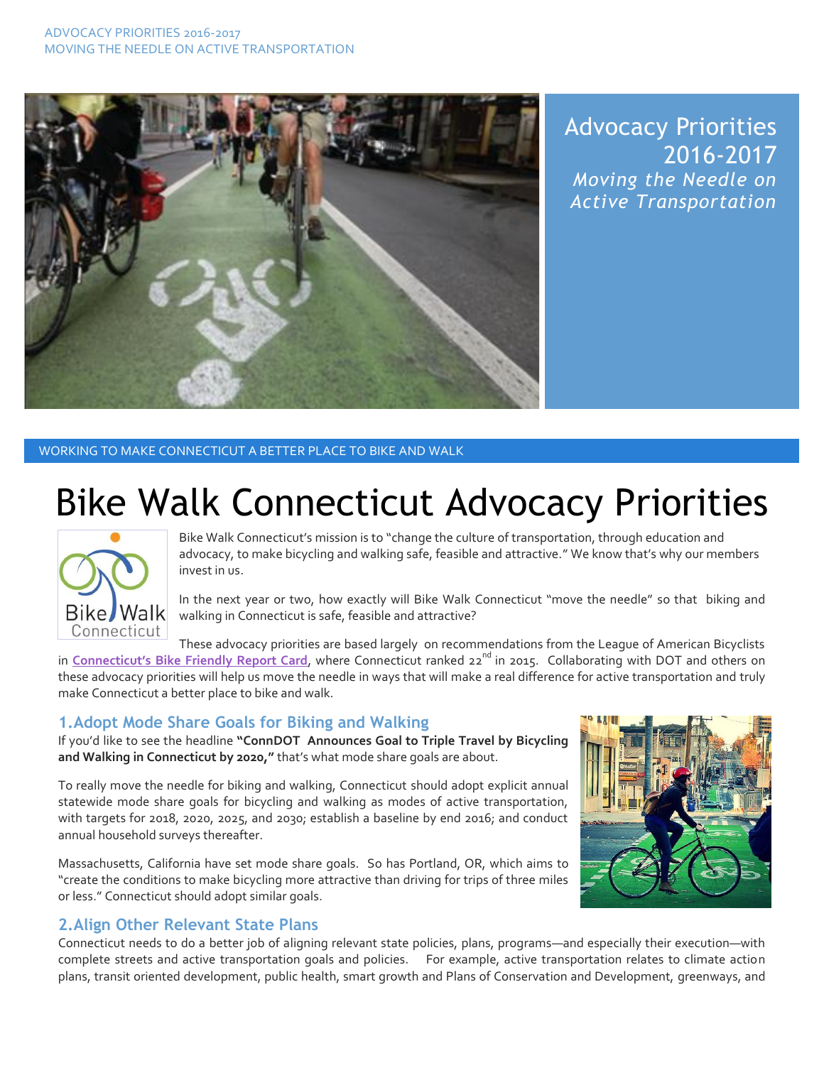Advocacy Priorities 2016-2017
*Moving the Needle on Active Transportation*

WORKING TO MAKE CONNECTICUT A BETTER PLACE TO BIKE AND WALK

# Bike Walk Connecticut Advocacy Priorities

Bike Walk Connecticut's mission is to "change the culture of transportation, through education and advocacy, to make bicycling and walking safe, feasible and attractive." We know that's why our members invest in us.

In the next year or two, how exactly will Bike Walk Connecticut "move the needle" so that biking and walking in Connecticut is safe, feasible and attractive?

These advocacy priorities are based largely on recommendations from the League of American Bicyclists in **Connecticut's Bike Friendly Report Card**, where Connecticut ranked 22nd in 2015. Collaborating with DOT and others on these advocacy priorities will help us move the needle in ways that will make a real difference for active transportation and truly make Connecticut a better place to bike and walk.

## 1. Adopt Mode Share Goals for Biking and Walking

If you'd like to see the headline **"ConnDOT Announces Goal to Triple Travel by Bicycling and Walking in Connecticut by 2020,"** that's what mode share goals are about.

To really move the needle for biking and walking, Connecticut should adopt explicit annual statewide mode share goals for bicycling and walking as modes of active transportation, with targets for 2018, 2020, 2025, and 2030; establish a baseline by end 2016; and conduct annual household surveys thereafter.

Massachusetts, California have set mode share goals. So has Portland, OR, which aims to "create the conditions to make bicycling more attractive than driving for trips of three miles or less." Connecticut should adopt similar goals.

## 2. Align Other Relevant State Plans

Connecticut needs to do a better job of aligning relevant state policies, plans, programs—and especially their execution—with complete streets and active transportation goals and policies. For example, active transportation relates to climate action plans, transit oriented development, public health, smart growth and Plans of Conservation and Development, greenways, and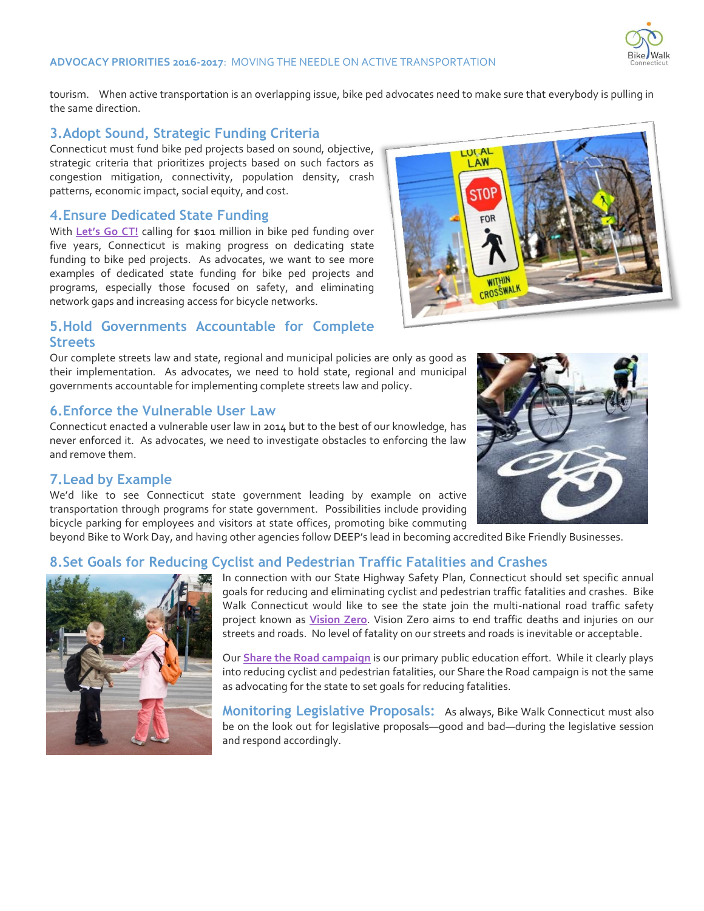tourism. When active transportation is an overlapping issue, bike ped advocates need to make sure that everybody is pulling in the same direction.

## 3. Adopt Sound, Strategic Funding Criteria

Connecticut must fund bike ped projects based on sound, objective, strategic criteria that prioritizes projects based on such factors as congestion mitigation, connectivity, population density, crash patterns, economic impact, social equity, and cost.

## 4. Ensure Dedicated State Funding

With **Let's Go CT!** calling for $101 million in bike ped funding over five years, Connecticut is making progress on dedicating state funding to bike ped projects. As advocates, we want to see more examples of dedicated state funding for bike ped projects and programs, especially those focused on safety, and eliminating network gaps and increasing access for bicycle networks.

## 5. Hold Governments Accountable for Complete Streets

Our complete streets law and state, regional and municipal policies are only as good as their implementation. As advocates, we need to hold state, regional and municipal governments accountable for implementing complete streets law and policy.

## 6. Enforce the Vulnerable User Law

Connecticut enacted a vulnerable user law in 2014 but to the best of our knowledge, has never enforced it. As advocates, we need to investigate obstacles to enforcing the law and remove them.

## 7. Lead by Example

We'd like to see Connecticut state government leading by example on active transportation through programs for state government. Possibilities include providing bicycle parking for employees and visitors at state offices, promoting bike commuting beyond Bike to Work Day, and having other agencies follow DEEP's lead in becoming accredited Bike Friendly Businesses.

## 8. Set Goals for Reducing Cyclist and Pedestrian Traffic Fatalities and Crashes

In connection with our State Highway Safety Plan, Connecticut should set specific annual goals for reducing and eliminating cyclist and pedestrian traffic fatalities and crashes. Bike Walk Connecticut would like to see the state join the multi-national road traffic safety project known as **Vision Zero**. Vision Zero aims to end traffic deaths and injuries on our streets and roads. No level of fatality on our streets and roads is inevitable or acceptable.

Our **Share the Road campaign** is our primary public education effort. While it clearly plays into reducing cyclist and pedestrian fatalities, our Share the Road campaign is not the same as advocating for the state to set goals for reducing fatalities.

**Monitoring Legislative Proposals:** As always, Bike Walk Connecticut must also be on the look out for legislative proposals—good and bad—during the legislative session and respond accordingly.